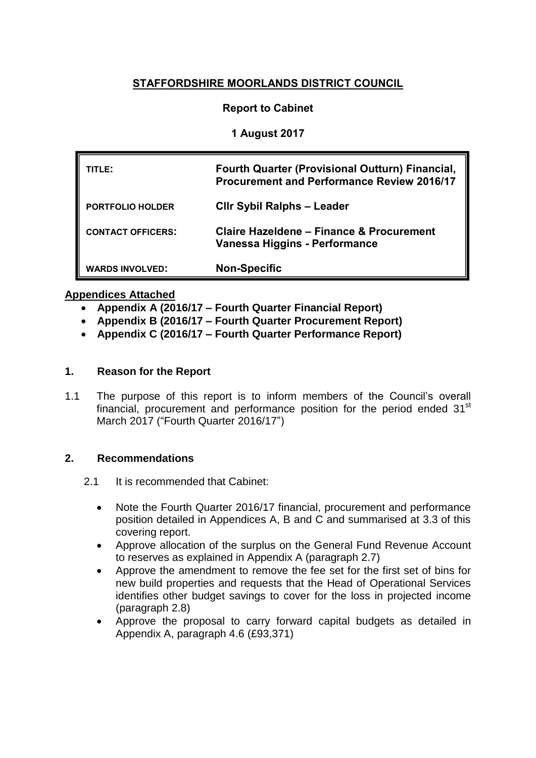# STAFFORDSHIRE MOORLANDS DISTRICT COUNCIL

**Report to Cabinet**

**1 August 2017**

| | |
|---|---|
| **TITLE:** | **Fourth Quarter (Provisional Outturn) Financial, Procurement and Performance Review 2016/17** |
| **PORTFOLIO HOLDER** | **Cllr Sybil Ralphs – Leader** |
| **CONTACT OFFICERS:** | **Claire Hazeldene – Finance & Procurement**<br>**Vanessa Higgins - Performance** |
| **WARDS INVOLVED:** | **Non-Specific** |

**Appendices Attached**

- **Appendix A (2016/17 – Fourth Quarter Financial Report)**
- **Appendix B (2016/17 – Fourth Quarter Procurement Report)**
- **Appendix C (2016/17 – Fourth Quarter Performance Report)**

## 1. Reason for the Report

1.1 The purpose of this report is to inform members of the Council's overall financial, procurement and performance position for the period ended 31st March 2017 ("Fourth Quarter 2016/17")

## 2. Recommendations

2.1 It is recommended that Cabinet:

- Note the Fourth Quarter 2016/17 financial, procurement and performance position detailed in Appendices A, B and C and summarised at 3.3 of this covering report.
- Approve allocation of the surplus on the General Fund Revenue Account to reserves as explained in Appendix A (paragraph 2.7)
- Approve the amendment to remove the fee set for the first set of bins for new build properties and requests that the Head of Operational Services identifies other budget savings to cover for the loss in projected income (paragraph 2.8)
- Approve the proposal to carry forward capital budgets as detailed in Appendix A, paragraph 4.6 (£93,371)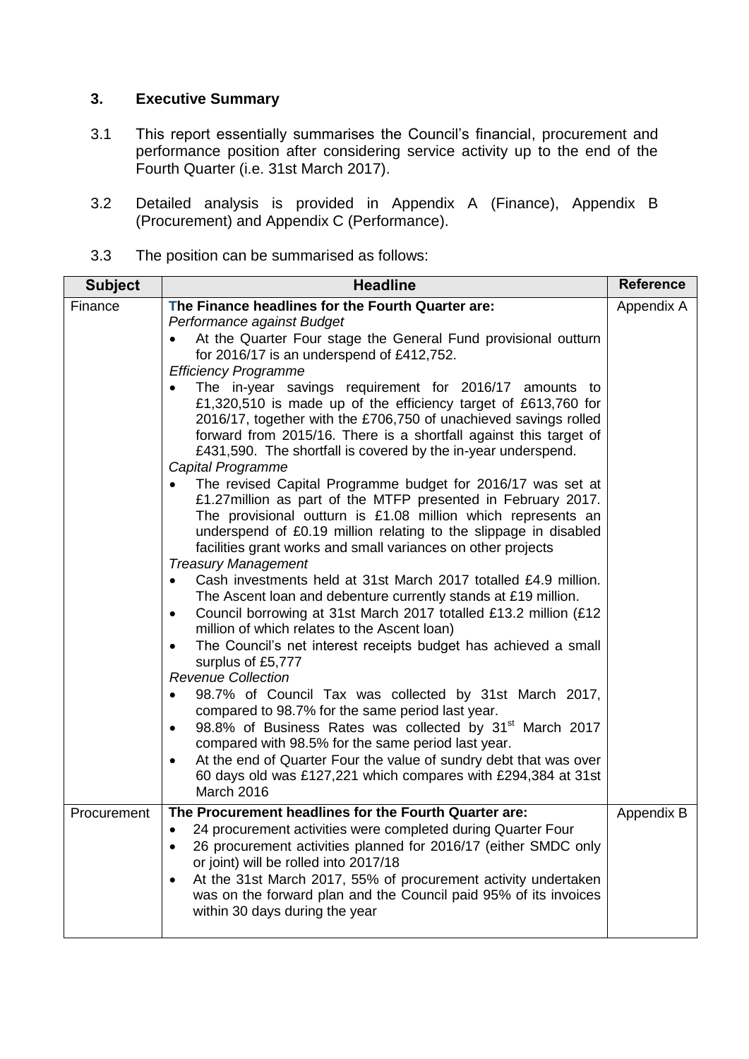### 3. Executive Summary

3.1 This report essentially summarises the Council's financial, procurement and performance position after considering service activity up to the end of the Fourth Quarter (i.e. 31st March 2017).

3.2 Detailed analysis is provided in Appendix A (Finance), Appendix B (Procurement) and Appendix C (Performance).

3.3 The position can be summarised as follows:

| Subject | Headline | Reference |
|---|---|---|
| Finance | **The Finance headlines for the Fourth Quarter are:**<br>*Performance against Budget*<br>• At the Quarter Four stage the General Fund provisional outturn for 2016/17 is an underspend of £412,752.<br>*Efficiency Programme*<br>• The in-year savings requirement for 2016/17 amounts to £1,320,510 is made up of the efficiency target of £613,760 for 2016/17, together with the £706,750 of unachieved savings rolled forward from 2015/16. There is a shortfall against this target of £431,590. The shortfall is covered by the in-year underspend.<br>*Capital Programme*<br>• The revised Capital Programme budget for 2016/17 was set at £1.27million as part of the MTFP presented in February 2017. The provisional outturn is £1.08 million which represents an underspend of £0.19 million relating to the slippage in disabled facilities grant works and small variances on other projects<br>*Treasury Management*<br>• Cash investments held at 31st March 2017 totalled £4.9 million. The Ascent loan and debenture currently stands at £19 million.<br>• Council borrowing at 31st March 2017 totalled £13.2 million (£12 million of which relates to the Ascent loan)<br>• The Council's net interest receipts budget has achieved a small surplus of £5,777<br>*Revenue Collection*<br>• 98.7% of Council Tax was collected by 31st March 2017, compared to 98.7% for the same period last year.<br>• 98.8% of Business Rates was collected by 31st March 2017 compared with 98.5% for the same period last year.<br>• At the end of Quarter Four the value of sundry debt that was over 60 days old was £127,221 which compares with £294,384 at 31st March 2016 | Appendix A |
| Procurement | **The Procurement headlines for the Fourth Quarter are:**<br>• 24 procurement activities were completed during Quarter Four<br>• 26 procurement activities planned for 2016/17 (either SMDC only or joint) will be rolled into 2017/18<br>• At the 31st March 2017, 55% of procurement activity undertaken was on the forward plan and the Council paid 95% of its invoices within 30 days during the year | Appendix B |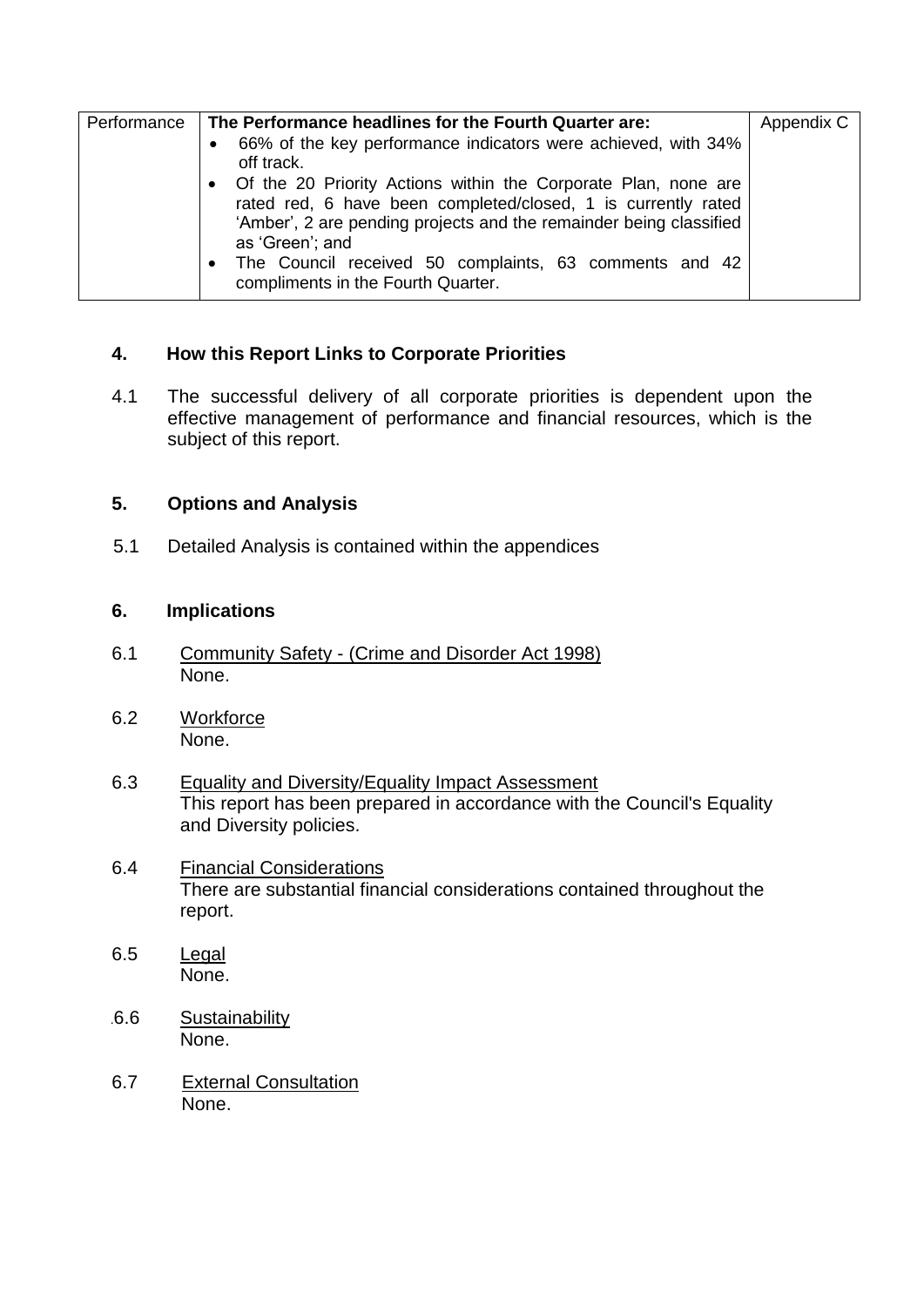| Performance | **The Performance headlines for the Fourth Quarter are:**<br>• 66% of the key performance indicators were achieved, with 34% off track.<br>• Of the 20 Priority Actions within the Corporate Plan, none are rated red, 6 have been completed/closed, 1 is currently rated 'Amber', 2 are pending projects and the remainder being classified as 'Green'; and<br>• The Council received 50 complaints, 63 comments and 42 compliments in the Fourth Quarter. | Appendix C |
|---|---|---|

## 4. How this Report Links to Corporate Priorities

4.1 The successful delivery of all corporate priorities is dependent upon the effective management of performance and financial resources, which is the subject of this report.

## 5. Options and Analysis

5.1 Detailed Analysis is contained within the appendices

## 6. Implications

6.1 Community Safety - (Crime and Disorder Act 1998)
None.

6.2 Workforce
None.

6.3 Equality and Diversity/Equality Impact Assessment
This report has been prepared in accordance with the Council's Equality and Diversity policies.

6.4 Financial Considerations
There are substantial financial considerations contained throughout the report.

6.5 Legal
None.

.6.6 Sustainability
None.

6.7 External Consultation
None.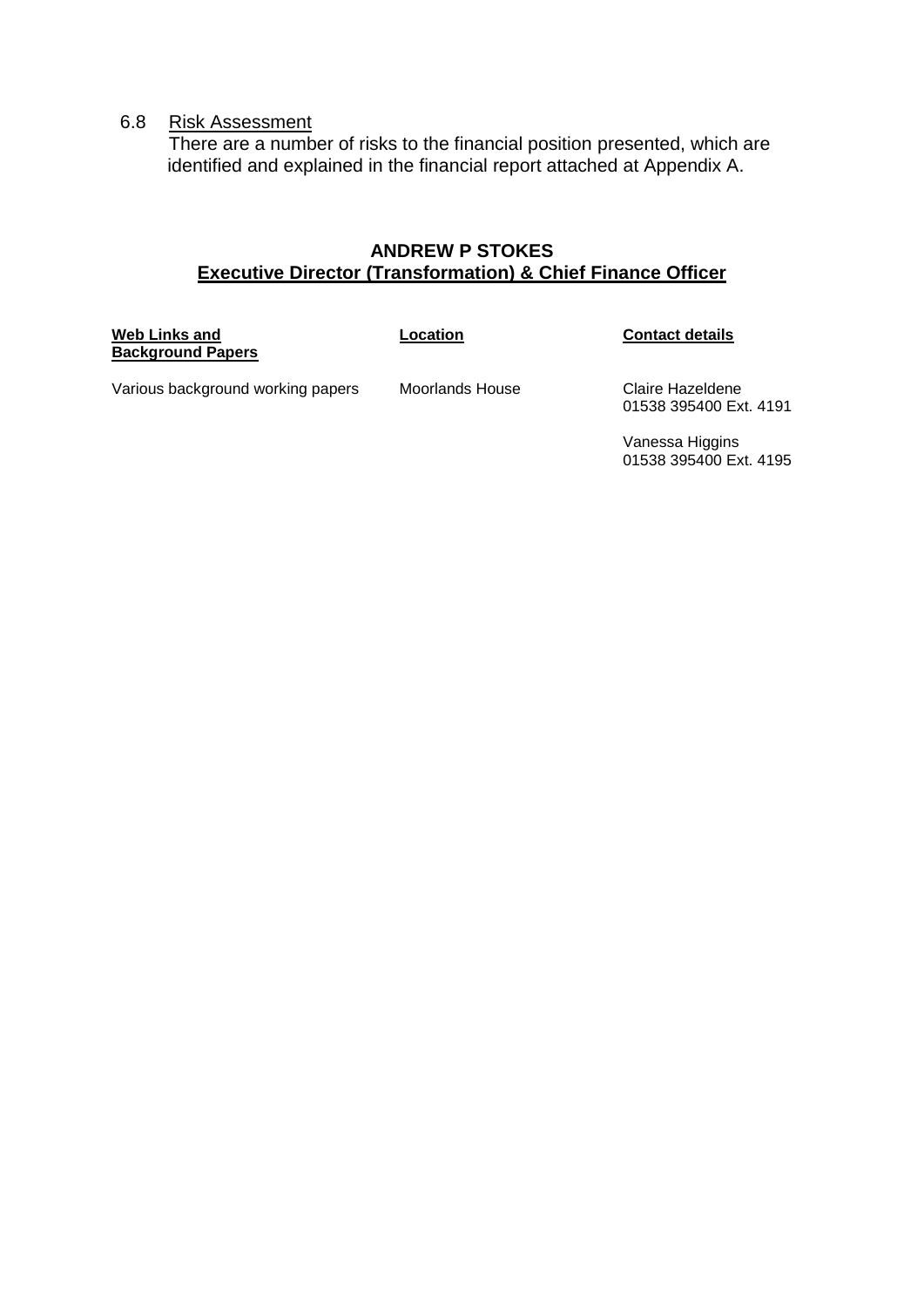6.8 Risk Assessment

There are a number of risks to the financial position presented, which are identified and explained in the financial report attached at Appendix A.

**ANDREW P STOKES**
**Executive Director (Transformation) & Chief Finance Officer**

| Web Links and Background Papers | Location | Contact details |
| --- | --- | --- |
| Various background working papers | Moorlands House | Claire Hazeldene<br>01538 395400 Ext. 4191 |
| | | Vanessa Higgins<br>01538 395400 Ext. 4195 |